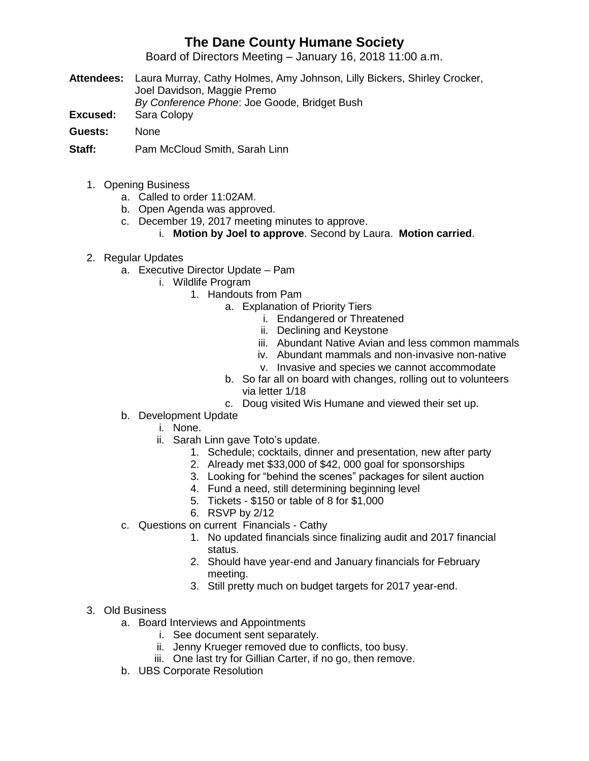# The Dane County Humane Society

Board of Directors Meeting – January 16, 2018 11:00 a.m.

**Attendees:** Laura Murray, Cathy Holmes, Amy Johnson, Lilly Bickers, Shirley Crocker, Joel Davidson, Maggie Premo
*By Conference Phone*: Joe Goode, Bridget Bush

**Excused:** Sara Colopy

**Guests:** None

**Staff:** Pam McCloud Smith, Sarah Linn

1. Opening Business
    a. Called to order 11:02AM.
    b. Open Agenda was approved.
    c. December 19, 2017 meeting minutes to approve.
        i. **Motion by Joel to approve**. Second by Laura. **Motion carried**.

2. Regular Updates
    a. Executive Director Update – Pam
        i. Wildlife Program
            1. Handouts from Pam
                a. Explanation of Priority Tiers
                    i. Endangered or Threatened
                    ii. Declining and Keystone
                    iii. Abundant Native Avian and less common mammals
                    iv. Abundant mammals and non-invasive non-native
                    v. Invasive and species we cannot accommodate
                b. So far all on board with changes, rolling out to volunteers via letter 1/18
                c. Doug visited Wis Humane and viewed their set up.
    b. Development Update
        i. None.
        ii. Sarah Linn gave Toto's update.
            1. Schedule; cocktails, dinner and presentation, new after party
            2. Already met $33,000 of $42, 000 goal for sponsorships
            3. Looking for "behind the scenes" packages for silent auction
            4. Fund a need, still determining beginning level
            5. Tickets - $150 or table of 8 for $1,000
            6. RSVP by 2/12
    c. Questions on current Financials - Cathy
            1. No updated financials since finalizing audit and 2017 financial status.
            2. Should have year-end and January financials for February meeting.
            3. Still pretty much on budget targets for 2017 year-end.

3. Old Business
    a. Board Interviews and Appointments
        i. See document sent separately.
        ii. Jenny Krueger removed due to conflicts, too busy.
        iii. One last try for Gillian Carter, if no go, then remove.
    b. UBS Corporate Resolution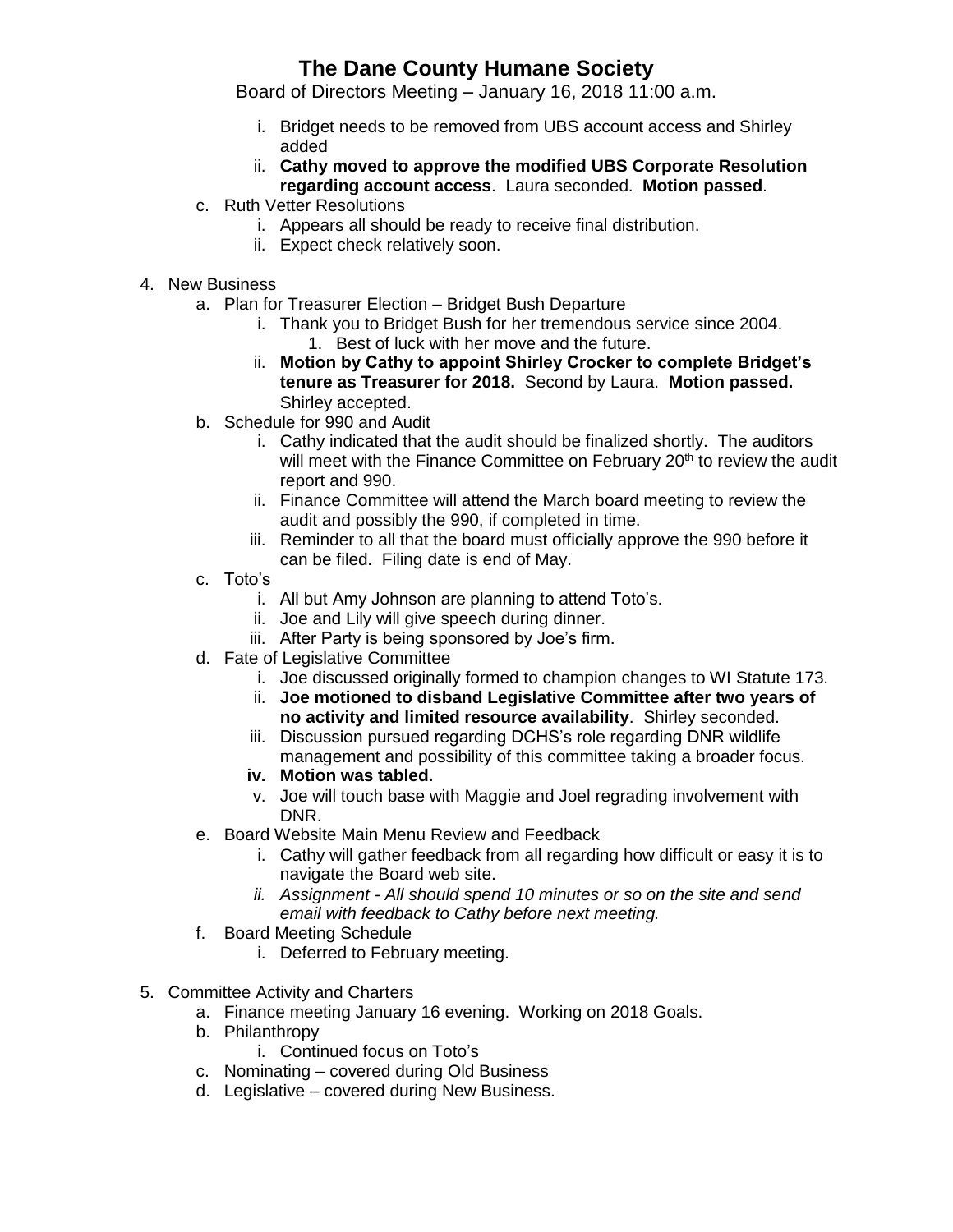i. Bridget needs to be removed from UBS account access and Shirley added
ii. **Cathy moved to approve the modified UBS Corporate Resolution regarding account access**. Laura seconded. **Motion passed**.

c. Ruth Vetter Resolutions
   i. Appears all should be ready to receive final distribution.
   ii. Expect check relatively soon.

4. New Business
   a. Plan for Treasurer Election – Bridget Bush Departure
      i. Thank you to Bridget Bush for her tremendous service since 2004.
         1. Best of luck with her move and the future.
      ii. **Motion by Cathy to appoint Shirley Crocker to complete Bridget's tenure as Treasurer for 2018.** Second by Laura. **Motion passed.** Shirley accepted.
   b. Schedule for 990 and Audit
      i. Cathy indicated that the audit should be finalized shortly. The auditors will meet with the Finance Committee on February 20th to review the audit report and 990.
      ii. Finance Committee will attend the March board meeting to review the audit and possibly the 990, if completed in time.
      iii. Reminder to all that the board must officially approve the 990 before it can be filed. Filing date is end of May.
   c. Toto's
      i. All but Amy Johnson are planning to attend Toto's.
      ii. Joe and Lily will give speech during dinner.
      iii. After Party is being sponsored by Joe's firm.
   d. Fate of Legislative Committee
      i. Joe discussed originally formed to champion changes to WI Statute 173.
      ii. **Joe motioned to disband Legislative Committee after two years of no activity and limited resource availability**. Shirley seconded.
      iii. Discussion pursued regarding DCHS's role regarding DNR wildlife management and possibility of this committee taking a broader focus.
      iv. **Motion was tabled.**
      v. Joe will touch base with Maggie and Joel regrading involvement with DNR.
   e. Board Website Main Menu Review and Feedback
      i. Cathy will gather feedback from all regarding how difficult or easy it is to navigate the Board web site.
      ii. *Assignment - All should spend 10 minutes or so on the site and send email with feedback to Cathy before next meeting.*
   f. Board Meeting Schedule
      i. Deferred to February meeting.

5. Committee Activity and Charters
   a. Finance meeting January 16 evening. Working on 2018 Goals.
   b. Philanthropy
      i. Continued focus on Toto's
   c. Nominating – covered during Old Business
   d. Legislative – covered during New Business.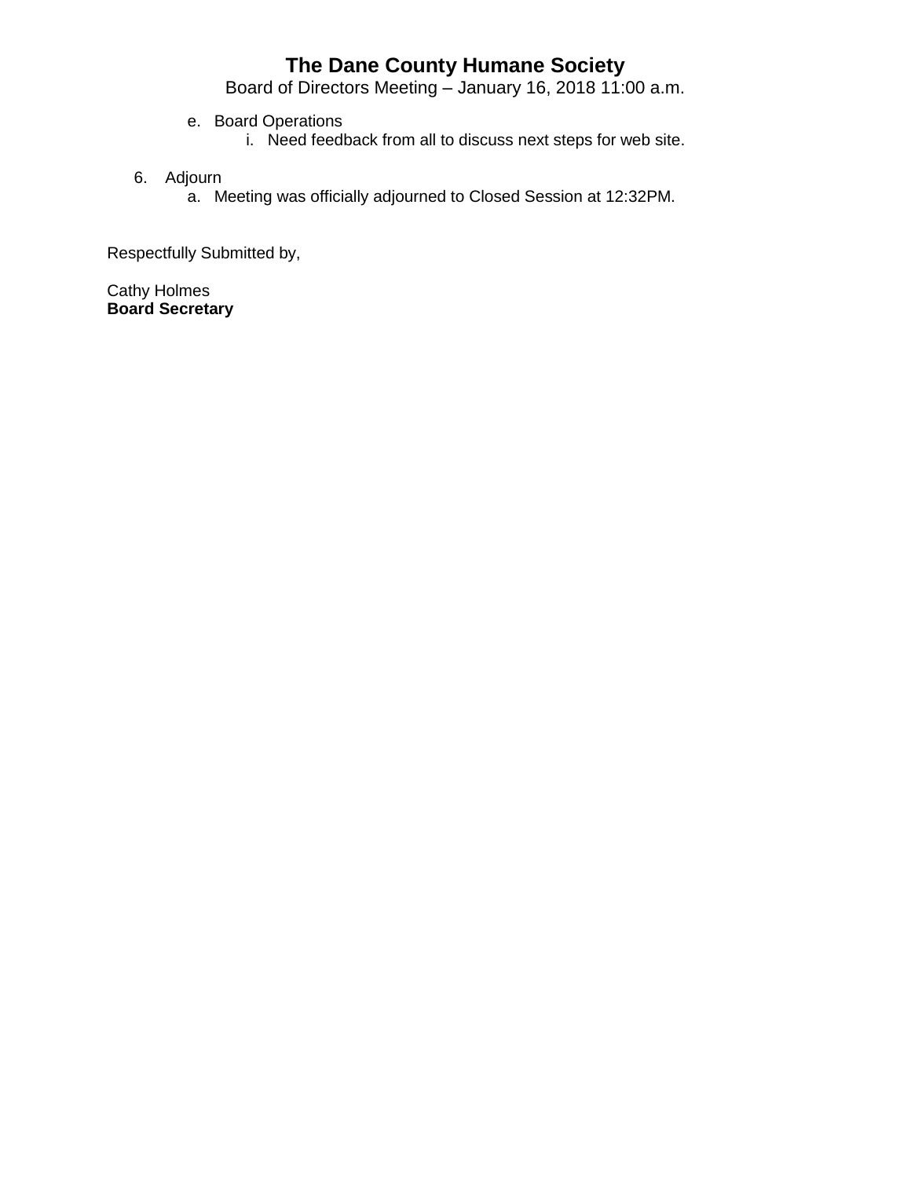e. Board Operations
    i. Need feedback from all to discuss next steps for web site.

6. Adjourn
    a. Meeting was officially adjourned to Closed Session at 12:32PM.

Respectfully Submitted by,

Cathy Holmes
**Board Secretary**